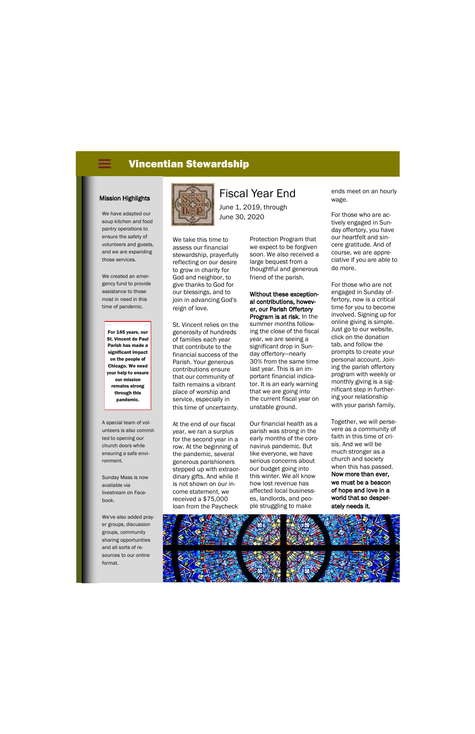# Vincentian Stewardship

### Mission Highlights

We have adapted our soup kitchen and food pantry operations to ensure the safety of volunteers and guests, and we are expanding those services.

We created an emergency fund to provide assistance to those most in need in this time of pandemic.

**For 145 years, our St. Vincent de Paul Parish has made a significant impact on the people of Chicago. We need your help to ensure our mission remains strong through this pandemic.**

A special team of volunteers is also committed to opening our church doors while ensuring a safe environment.

Sunday Mass is now available via livestream on Facebook.

We've also added prayer groups, discussion groups, community sharing opportunities and all sorts of resources to our online format.

## Fiscal Year End

June 1, 2019, through
June 30, 2020

We take this time to assess our financial stewardship, prayerfully reflecting on our desire to grow in charity for God and neighbor, to give thanks to God for our blessings, and to join in advancing God's reign of love.

St. Vincent relies on the generosity of hundreds of families each year that contribute to the financial success of the Parish. Your generous contributions ensure that our community of faith remains a vibrant place of worship and service, especially in this time of uncertainty.

At the end of our fiscal year, we ran a surplus for the second year in a row. At the beginning of the pandemic, several generous parishioners stepped up with extraordinary gifts. And while it is not shown on our income statement, we received a $75,000 loan from the Paycheck Protection Program that we expect to be forgiven soon. We also received a large bequest from a thoughtful and generous friend of the parish.

**Without these exceptional contributions, however, our Parish Offertory Program is at risk.** In the summer months following the close of the fiscal year, we are seeing a significant drop in Sunday offertory—nearly 30% from the same time last year. This is an important financial indicator. It is an early warning that we are going into the current fiscal year on unstable ground.

Our financial health as a parish was strong in the early months of the coronavirus pandemic. But like everyone, we have serious concerns about our budget going into this winter. We all know how lost revenue has affected local businesses, landlords, and people struggling to make ends meet on an hourly wage.

For those who are actively engaged in Sunday offertory, you have our heartfelt and sincere gratitude. And of course, we are appreciative if you are able to do more.

For those who are not engaged in Sunday offertory, now is a critical time for you to become involved. Signing up for online giving is simple. Just go to our website, click on the donation tab, and follow the prompts to create your personal account. Joining the parish offertory program with weekly or monthly giving is a significant step in furthering your relationship with your parish family.

Together, we will persevere as a community of faith in this time of crisis. And we will be much stronger as a church and society when this has passed. **Now more than ever, we must be a beacon of hope and love in a world that so desperately needs it.**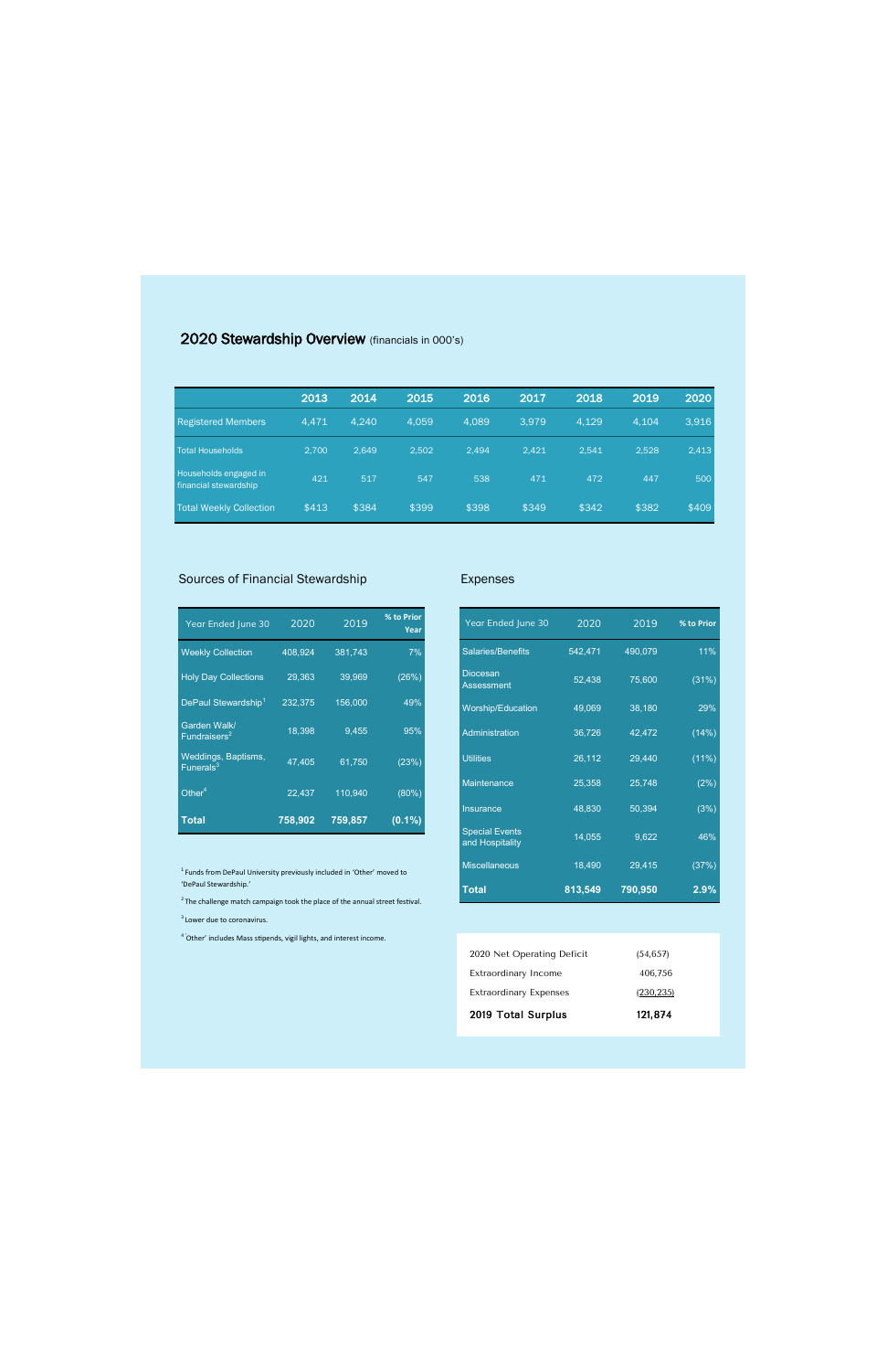## 2020 Stewardship Overview (financials in 000's)

| | 2013 | 2014 | 2015 | 2016 | 2017 | 2018 | 2019 | 2020 |
|---|---|---|---|---|---|---|---|---|
| Registered Members | 4,471 | 4,240 | 4,059 | 4,089 | 3,979 | 4,129 | 4,104 | 3,916 |
| Total Households | 2,700 | 2,649 | 2,502 | 2,494 | 2,421 | 2,541 | 2,528 | 2,413 |
| Households engaged in financial stewardship | 421 | 517 | 547 | 538 | 471 | 472 | 447 | 500 |
| Total Weekly Collection | $413 | $384 | $399 | $398 | $349 | $342 | $382 | $409 |

### Sources of Financial Stewardship

| Year Ended June 30 | 2020 | 2019 | % to Prior Year |
|---|---|---|---|
| Weekly Collection | 408,924 | 381,743 | 7% |
| Holy Day Collections | 29,363 | 39,969 | (26%) |
| DePaul Stewardship[1] | 232,375 | 156,000 | 49% |
| Garden Walk/ Fundraisers[2] | 18,398 | 9,455 | 95% |
| Weddings, Baptisms, Funerals[3] | 47,405 | 61,750 | (23%) |
| Other[4] | 22,437 | 110,940 | (80%) |
| **Total** | **758,902** | **759,857** | **(0.1%)** |

[1] Funds from DePaul University previously included in 'Other' moved to 'DePaul Stewardship.'

[2] The challenge match campaign took the place of the annual street festival.

[3] Lower due to coronavirus.

[4] 'Other' includes Mass stipends, vigil lights, and interest income.

### Expenses

| Year Ended June 30 | 2020 | 2019 | % to Prior |
|---|---|---|---|
| Salaries/Benefits | 542,471 | 490,079 | 11% |
| Diocesan Assessment | 52,438 | 75,600 | (31%) |
| Worship/Education | 49,069 | 38,180 | 29% |
| Administration | 36,726 | 42,472 | (14%) |
| Utilities | 26,112 | 29,440 | (11%) |
| Maintenance | 25,358 | 25,748 | (2%) |
| Insurance | 48,830 | 50,394 | (3%) |
| Special Events and Hospitality | 14,055 | 9,622 | 46% |
| Miscellaneous | 18,490 | 29,415 | (37%) |
| **Total** | **813,549** | **790,950** | **2.9%** |

| | |
|---|---|
| 2020 Net Operating Deficit | (54,657) |
| Extraordinary Income | 406,756 |
| Extraordinary Expenses | (230,235) |
| **2019 Total Surplus** | **121,874** |